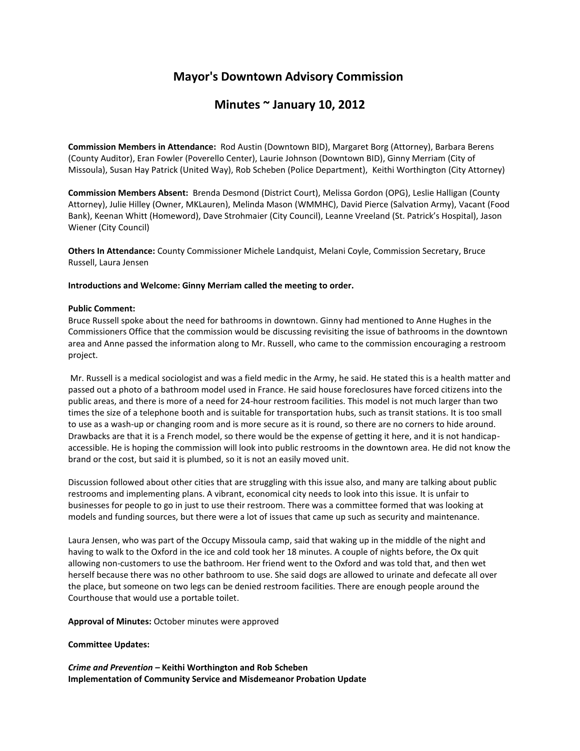# Mayor's Downtown Advisory Commission

## Minutes ~ January 10, 2012

**Commission Members in Attendance:** Rod Austin (Downtown BID), Margaret Borg (Attorney), Barbara Berens (County Auditor), Eran Fowler (Poverello Center), Laurie Johnson (Downtown BID), Ginny Merriam (City of Missoula), Susan Hay Patrick (United Way), Rob Scheben (Police Department), Keithi Worthington (City Attorney)

**Commission Members Absent:** Brenda Desmond (District Court), Melissa Gordon (OPG), Leslie Halligan (County Attorney), Julie Hilley (Owner, MKLauren), Melinda Mason (WMMHC), David Pierce (Salvation Army), Vacant (Food Bank), Keenan Whitt (Homeword), Dave Strohmaier (City Council), Leanne Vreeland (St. Patrick's Hospital), Jason Wiener (City Council)

**Others In Attendance:** County Commissioner Michele Landquist, Melani Coyle, Commission Secretary, Bruce Russell, Laura Jensen

**Introductions and Welcome: Ginny Merriam called the meeting to order.**

**Public Comment:**

Bruce Russell spoke about the need for bathrooms in downtown. Ginny had mentioned to Anne Hughes in the Commissioners Office that the commission would be discussing revisiting the issue of bathrooms in the downtown area and Anne passed the information along to Mr. Russell, who came to the commission encouraging a restroom project.

Mr. Russell is a medical sociologist and was a field medic in the Army, he said. He stated this is a health matter and passed out a photo of a bathroom model used in France. He said house foreclosures have forced citizens into the public areas, and there is more of a need for 24-hour restroom facilities. This model is not much larger than two times the size of a telephone booth and is suitable for transportation hubs, such as transit stations. It is too small to use as a wash-up or changing room and is more secure as it is round, so there are no corners to hide around. Drawbacks are that it is a French model, so there would be the expense of getting it here, and it is not handicap-accessible. He is hoping the commission will look into public restrooms in the downtown area. He did not know the brand or the cost, but said it is plumbed, so it is not an easily moved unit.

Discussion followed about other cities that are struggling with this issue also, and many are talking about public restrooms and implementing plans. A vibrant, economical city needs to look into this issue. It is unfair to businesses for people to go in just to use their restroom. There was a committee formed that was looking at models and funding sources, but there were a lot of issues that came up such as security and maintenance.

Laura Jensen, who was part of the Occupy Missoula camp, said that waking up in the middle of the night and having to walk to the Oxford in the ice and cold took her 18 minutes. A couple of nights before, the Ox quit allowing non-customers to use the bathroom. Her friend went to the Oxford and was told that, and then wet herself because there was no other bathroom to use. She said dogs are allowed to urinate and defecate all over the place, but someone on two legs can be denied restroom facilities. There are enough people around the Courthouse that would use a portable toilet.

**Approval of Minutes:** October minutes were approved

**Committee Updates:**

***Crime and Prevention* – Keithi Worthington and Rob Scheben**
**Implementation of Community Service and Misdemeanor Probation Update**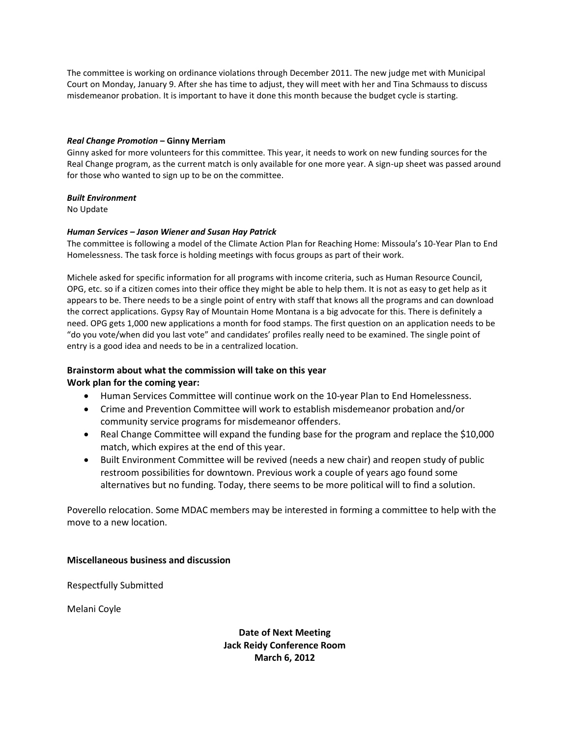The committee is working on ordinance violations through December 2011. The new judge met with Municipal Court on Monday, January 9. After she has time to adjust, they will meet with her and Tina Schmauss to discuss misdemeanor probation. It is important to have it done this month because the budget cycle is starting.

***Real Change Promotion* – Ginny Merriam**

Ginny asked for more volunteers for this committee. This year, it needs to work on new funding sources for the Real Change program, as the current match is only available for one more year. A sign-up sheet was passed around for those who wanted to sign up to be on the committee.

***Built Environment***

No Update

***Human Services – Jason Wiener and Susan Hay Patrick***

The committee is following a model of the Climate Action Plan for Reaching Home: Missoula's 10-Year Plan to End Homelessness. The task force is holding meetings with focus groups as part of their work.

Michele asked for specific information for all programs with income criteria, such as Human Resource Council, OPG, etc. so if a citizen comes into their office they might be able to help them. It is not as easy to get help as it appears to be. There needs to be a single point of entry with staff that knows all the programs and can download the correct applications. Gypsy Ray of Mountain Home Montana is a big advocate for this. There is definitely a need. OPG gets 1,000 new applications a month for food stamps. The first question on an application needs to be "do you vote/when did you last vote" and candidates' profiles really need to be examined. The single point of entry is a good idea and needs to be in a centralized location.

**Brainstorm about what the commission will take on this year**
**Work plan for the coming year:**

- Human Services Committee will continue work on the 10-year Plan to End Homelessness.
- Crime and Prevention Committee will work to establish misdemeanor probation and/or community service programs for misdemeanor offenders.
- Real Change Committee will expand the funding base for the program and replace the $10,000 match, which expires at the end of this year.
- Built Environment Committee will be revived (needs a new chair) and reopen study of public restroom possibilities for downtown. Previous work a couple of years ago found some alternatives but no funding. Today, there seems to be more political will to find a solution.

Poverello relocation. Some MDAC members may be interested in forming a committee to help with the move to a new location.

**Miscellaneous business and discussion**

Respectfully Submitted

Melani Coyle

**Date of Next Meeting**
**Jack Reidy Conference Room**
**March 6, 2012**